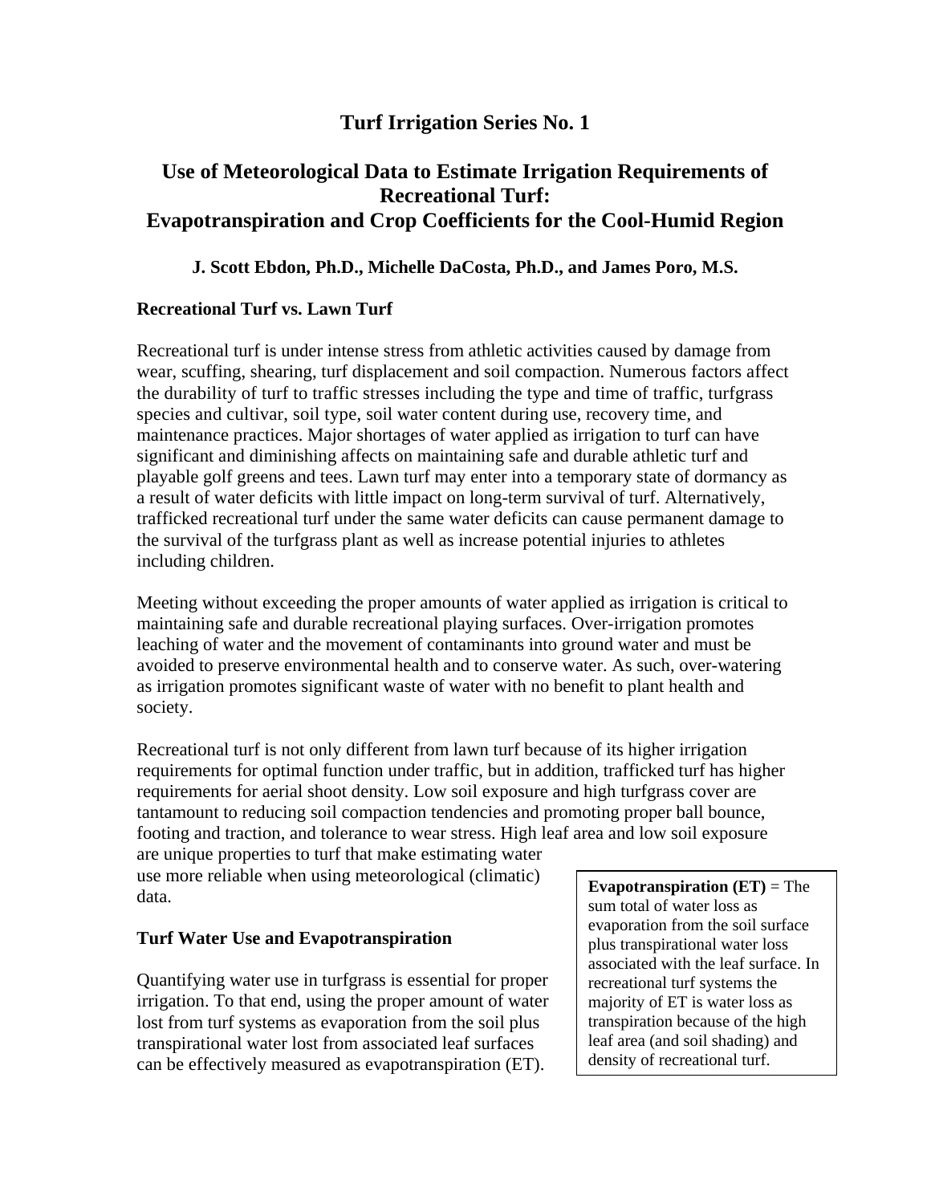# Turf Irrigation Series No. 1

## Use of Meteorological Data to Estimate Irrigation Requirements of Recreational Turf: Evapotranspiration and Crop Coefficients for the Cool-Humid Region

**J. Scott Ebdon, Ph.D., Michelle DaCosta, Ph.D., and James Poro, M.S.**

### Recreational Turf vs. Lawn Turf

Recreational turf is under intense stress from athletic activities caused by damage from wear, scuffing, shearing, turf displacement and soil compaction. Numerous factors affect the durability of turf to traffic stresses including the type and time of traffic, turfgrass species and cultivar, soil type, soil water content during use, recovery time, and maintenance practices. Major shortages of water applied as irrigation to turf can have significant and diminishing affects on maintaining safe and durable athletic turf and playable golf greens and tees. Lawn turf may enter into a temporary state of dormancy as a result of water deficits with little impact on long-term survival of turf. Alternatively, trafficked recreational turf under the same water deficits can cause permanent damage to the survival of the turfgrass plant as well as increase potential injuries to athletes including children.

Meeting without exceeding the proper amounts of water applied as irrigation is critical to maintaining safe and durable recreational playing surfaces. Over-irrigation promotes leaching of water and the movement of contaminants into ground water and must be avoided to preserve environmental health and to conserve water. As such, over-watering as irrigation promotes significant waste of water with no benefit to plant health and society.

Recreational turf is not only different from lawn turf because of its higher irrigation requirements for optimal function under traffic, but in addition, trafficked turf has higher requirements for aerial shoot density. Low soil exposure and high turfgrass cover are tantamount to reducing soil compaction tendencies and promoting proper ball bounce, footing and traction, and tolerance to wear stress. High leaf area and low soil exposure are unique properties to turf that make estimating water use more reliable when using meteorological (climatic) data.

### Turf Water Use and Evapotranspiration

Quantifying water use in turfgrass is essential for proper irrigation. To that end, using the proper amount of water lost from turf systems as evaporation from the soil plus transpirational water lost from associated leaf surfaces can be effectively measured as evapotranspiration (ET).

**Evapotranspiration (ET)** = The sum total of water loss as evaporation from the soil surface plus transpirational water loss associated with the leaf surface. In recreational turf systems the majority of ET is water loss as transpiration because of the high leaf area (and soil shading) and density of recreational turf.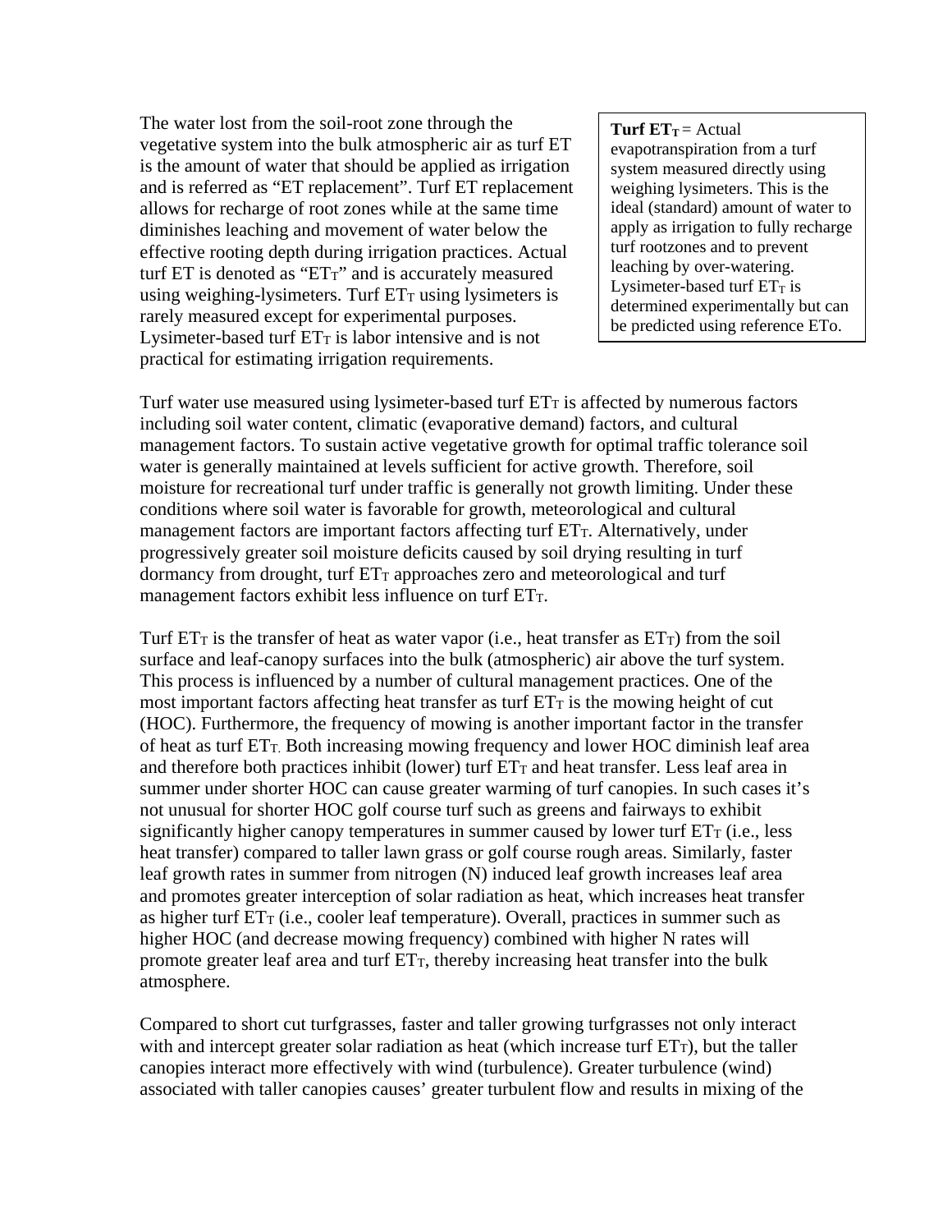The water lost from the soil-root zone through the vegetative system into the bulk atmospheric air as turf ET is the amount of water that should be applied as irrigation and is referred as "ET replacement". Turf ET replacement allows for recharge of root zones while at the same time diminishes leaching and movement of water below the effective rooting depth during irrigation practices. Actual turf ET is denoted as "$ET_T$" and is accurately measured using weighing-lysimeters. Turf $ET_T$ using lysimeters is rarely measured except for experimental purposes. Lysimeter-based turf $ET_T$ is labor intensive and is not practical for estimating irrigation requirements.

> **Turf $ET_T$** = Actual evapotranspiration from a turf system measured directly using weighing lysimeters. This is the ideal (standard) amount of water to apply as irrigation to fully recharge turf rootzones and to prevent leaching by over-watering. Lysimeter-based turf $ET_T$ is determined experimentally but can be predicted using reference ETo.

Turf water use measured using lysimeter-based turf $ET_T$ is affected by numerous factors including soil water content, climatic (evaporative demand) factors, and cultural management factors. To sustain active vegetative growth for optimal traffic tolerance soil water is generally maintained at levels sufficient for active growth. Therefore, soil moisture for recreational turf under traffic is generally not growth limiting. Under these conditions where soil water is favorable for growth, meteorological and cultural management factors are important factors affecting turf $ET_T$. Alternatively, under progressively greater soil moisture deficits caused by soil drying resulting in turf dormancy from drought, turf $ET_T$ approaches zero and meteorological and turf management factors exhibit less influence on turf $ET_T$.

Turf $ET_T$ is the transfer of heat as water vapor (i.e., heat transfer as $ET_T$) from the soil surface and leaf-canopy surfaces into the bulk (atmospheric) air above the turf system. This process is influenced by a number of cultural management practices. One of the most important factors affecting heat transfer as turf $ET_T$ is the mowing height of cut (HOC). Furthermore, the frequency of mowing is another important factor in the transfer of heat as turf $ET_T$. Both increasing mowing frequency and lower HOC diminish leaf area and therefore both practices inhibit (lower) turf $ET_T$ and heat transfer. Less leaf area in summer under shorter HOC can cause greater warming of turf canopies. In such cases it's not unusual for shorter HOC golf course turf such as greens and fairways to exhibit significantly higher canopy temperatures in summer caused by lower turf $ET_T$ (i.e., less heat transfer) compared to taller lawn grass or golf course rough areas. Similarly, faster leaf growth rates in summer from nitrogen (N) induced leaf growth increases leaf area and promotes greater interception of solar radiation as heat, which increases heat transfer as higher turf $ET_T$ (i.e., cooler leaf temperature). Overall, practices in summer such as higher HOC (and decrease mowing frequency) combined with higher N rates will promote greater leaf area and turf $ET_T$, thereby increasing heat transfer into the bulk atmosphere.

Compared to short cut turfgrasses, faster and taller growing turfgrasses not only interact with and intercept greater solar radiation as heat (which increase turf $ET_T$), but the taller canopies interact more effectively with wind (turbulence). Greater turbulence (wind) associated with taller canopies causes' greater turbulent flow and results in mixing of the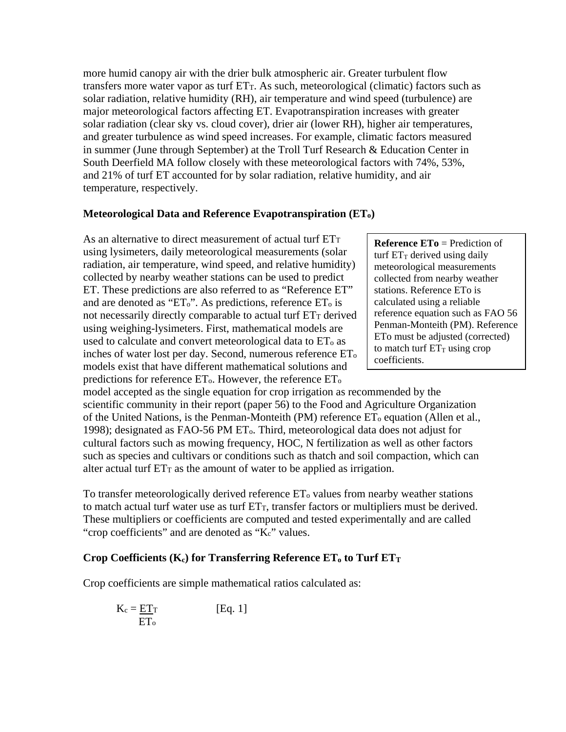more humid canopy air with the drier bulk atmospheric air. Greater turbulent flow transfers more water vapor as turf $ET_T$. As such, meteorological (climatic) factors such as solar radiation, relative humidity (RH), air temperature and wind speed (turbulence) are major meteorological factors affecting ET. Evapotranspiration increases with greater solar radiation (clear sky vs. cloud cover), drier air (lower RH), higher air temperatures, and greater turbulence as wind speed increases. For example, climatic factors measured in summer (June through September) at the Troll Turf Research & Education Center in South Deerfield MA follow closely with these meteorological factors with 74%, 53%, and 21% of turf ET accounted for by solar radiation, relative humidity, and air temperature, respectively.

**Meteorological Data and Reference Evapotranspiration ($ET_o$)**

As an alternative to direct measurement of actual turf $ET_T$ using lysimeters, daily meteorological measurements (solar radiation, air temperature, wind speed, and relative humidity) collected by nearby weather stations can be used to predict ET. These predictions are also referred to as "Reference ET" and are denoted as "$ET_o$". As predictions, reference $ET_o$ is not necessarily directly comparable to actual turf $ET_T$ derived using weighing-lysimeters. First, mathematical models are used to calculate and convert meteorological data to $ET_o$ as inches of water lost per day. Second, numerous reference $ET_o$ models exist that have different mathematical solutions and predictions for reference $ET_o$. However, the reference $ET_o$ model accepted as the single equation for crop irrigation as recommended by the scientific community in their report (paper 56) to the Food and Agriculture Organization of the United Nations, is the Penman-Monteith (PM) reference $ET_o$ equation (Allen et al., 1998); designated as FAO-56 PM $ET_o$. Third, meteorological data does not adjust for cultural factors such as mowing frequency, HOC, N fertilization as well as other factors such as species and cultivars or conditions such as thatch and soil compaction, which can alter actual turf $ET_T$ as the amount of water to be applied as irrigation.

> **Reference ETo** = Prediction of turf $ET_T$ derived using daily meteorological measurements collected from nearby weather stations. Reference ETo is calculated using a reliable reference equation such as FAO 56 Penman-Monteith (PM). Reference ETo must be adjusted (corrected) to match turf $ET_T$ using crop coefficients.

To transfer meteorologically derived reference $ET_o$ values from nearby weather stations to match actual turf water use as turf $ET_T$, transfer factors or multipliers must be derived. These multipliers or coefficients are computed and tested experimentally and are called "crop coefficients" and are denoted as "$K_c$" values.

**Crop Coefficients ($K_c$) for Transferring Reference $ET_o$ to Turf $ET_T$**

Crop coefficients are simple mathematical ratios calculated as:

$$K_c = \frac{ET_T}{ET_o} \qquad \text{[Eq. 1]}$$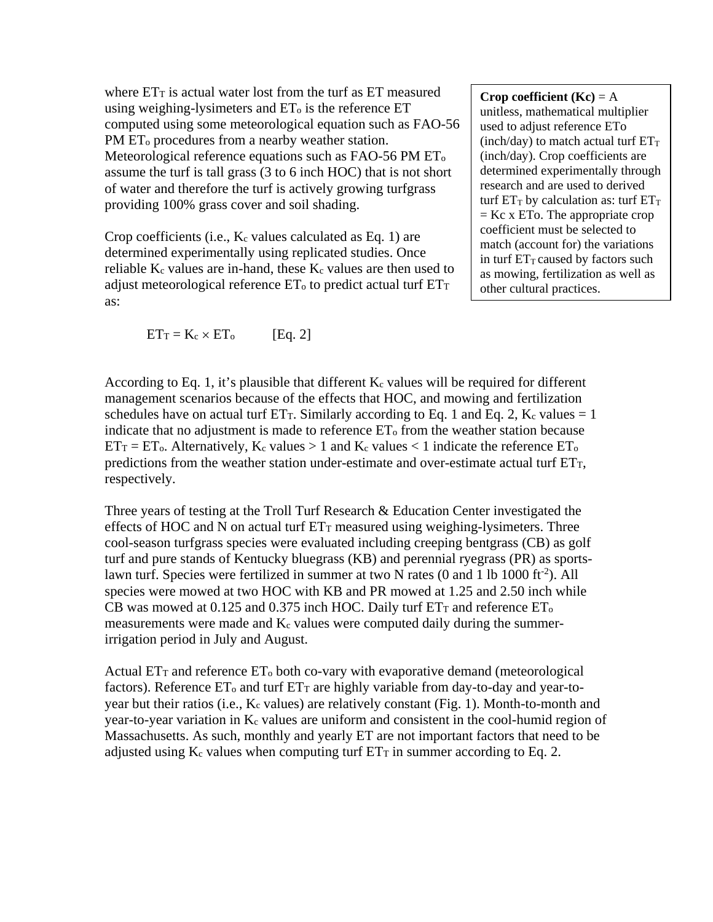where $ET_T$ is actual water lost from the turf as ET measured using weighing-lysimeters and $ET_o$ is the reference ET computed using some meteorological equation such as FAO-56 PM $ET_o$ procedures from a nearby weather station. Meteorological reference equations such as FAO-56 PM $ET_o$ assume the turf is tall grass (3 to 6 inch HOC) that is not short of water and therefore the turf is actively growing turfgrass providing 100% grass cover and soil shading.

> **Crop coefficient (Kc)** = A unitless, mathematical multiplier used to adjust reference ETo (inch/day) to match actual turf $ET_T$ (inch/day). Crop coefficients are determined experimentally through research and are used to derived turf $ET_T$ by calculation as: turf $ET_T$ = Kc x ETo. The appropriate crop coefficient must be selected to match (account for) the variations in turf $ET_T$ caused by factors such as mowing, fertilization as well as other cultural practices.

Crop coefficients (i.e., $K_c$ values calculated as Eq. 1) are determined experimentally using replicated studies. Once reliable $K_c$ values are in-hand, these $K_c$ values are then used to adjust meteorological reference $ET_o$ to predict actual turf $ET_T$ as:

$$ET_T = K_c \times ET_o \qquad \text{[Eq. 2]}$$

According to Eq. 1, it's plausible that different $K_c$ values will be required for different management scenarios because of the effects that HOC, and mowing and fertilization schedules have on actual turf $ET_T$. Similarly according to Eq. 1 and Eq. 2, $K_c$ values = 1 indicate that no adjustment is made to reference $ET_o$ from the weather station because $ET_T = ET_o$. Alternatively, $K_c$ values > 1 and $K_c$ values < 1 indicate the reference $ET_o$ predictions from the weather station under-estimate and over-estimate actual turf $ET_T$, respectively.

Three years of testing at the Troll Turf Research & Education Center investigated the effects of HOC and N on actual turf $ET_T$ measured using weighing-lysimeters. Three cool-season turfgrass species were evaluated including creeping bentgrass (CB) as golf turf and pure stands of Kentucky bluegrass (KB) and perennial ryegrass (PR) as sports-lawn turf. Species were fertilized in summer at two N rates (0 and 1 lb 1000 $ft^{-2}$). All species were mowed at two HOC with KB and PR mowed at 1.25 and 2.50 inch while CB was mowed at 0.125 and 0.375 inch HOC. Daily turf $ET_T$ and reference $ET_o$ measurements were made and $K_c$ values were computed daily during the summer-irrigation period in July and August.

Actual $ET_T$ and reference $ET_o$ both co-vary with evaporative demand (meteorological factors). Reference $ET_o$ and turf $ET_T$ are highly variable from day-to-day and year-to-year but their ratios (i.e., $K_c$ values) are relatively constant (Fig. 1). Month-to-month and year-to-year variation in $K_c$ values are uniform and consistent in the cool-humid region of Massachusetts. As such, monthly and yearly ET are not important factors that need to be adjusted using $K_c$ values when computing turf $ET_T$ in summer according to Eq. 2.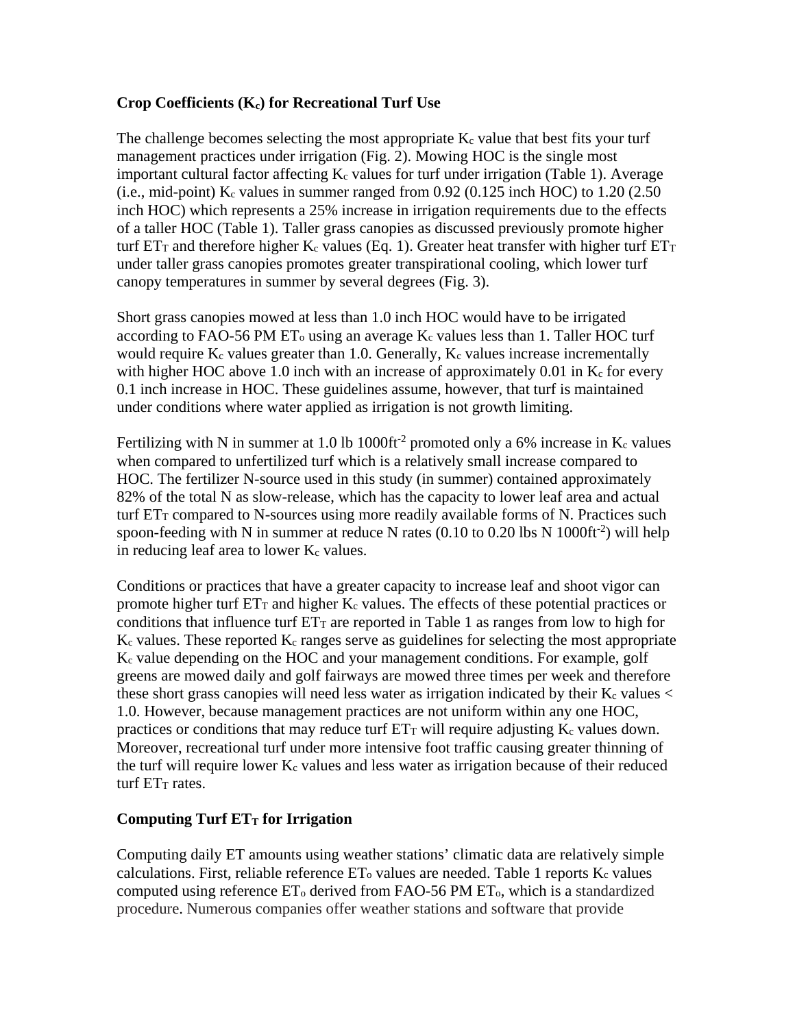**Crop Coefficients ($K_c$) for Recreational Turf Use**

The challenge becomes selecting the most appropriate $K_c$ value that best fits your turf management practices under irrigation (Fig. 2). Mowing HOC is the single most important cultural factor affecting $K_c$ values for turf under irrigation (Table 1). Average (i.e., mid-point) $K_c$ values in summer ranged from 0.92 (0.125 inch HOC) to 1.20 (2.50 inch HOC) which represents a 25% increase in irrigation requirements due to the effects of a taller HOC (Table 1). Taller grass canopies as discussed previously promote higher turf $ET_T$ and therefore higher $K_c$ values (Eq. 1). Greater heat transfer with higher turf $ET_T$ under taller grass canopies promotes greater transpirational cooling, which lower turf canopy temperatures in summer by several degrees (Fig. 3).

Short grass canopies mowed at less than 1.0 inch HOC would have to be irrigated according to FAO-56 PM $ET_o$ using an average $K_c$ values less than 1. Taller HOC turf would require $K_c$ values greater than 1.0. Generally, $K_c$ values increase incrementally with higher HOC above 1.0 inch with an increase of approximately 0.01 in $K_c$ for every 0.1 inch increase in HOC. These guidelines assume, however, that turf is maintained under conditions where water applied as irrigation is not growth limiting.

Fertilizing with N in summer at 1.0 lb $1000ft^{-2}$ promoted only a 6% increase in $K_c$ values when compared to unfertilized turf which is a relatively small increase compared to HOC. The fertilizer N-source used in this study (in summer) contained approximately 82% of the total N as slow-release, which has the capacity to lower leaf area and actual turf $ET_T$ compared to N-sources using more readily available forms of N. Practices such spoon-feeding with N in summer at reduce N rates (0.10 to 0.20 lbs N $1000ft^{-2}$) will help in reducing leaf area to lower $K_c$ values.

Conditions or practices that have a greater capacity to increase leaf and shoot vigor can promote higher turf $ET_T$ and higher $K_c$ values. The effects of these potential practices or conditions that influence turf $ET_T$ are reported in Table 1 as ranges from low to high for $K_c$ values. These reported $K_c$ ranges serve as guidelines for selecting the most appropriate $K_c$ value depending on the HOC and your management conditions. For example, golf greens are mowed daily and golf fairways are mowed three times per week and therefore these short grass canopies will need less water as irrigation indicated by their $K_c$ values < 1.0. However, because management practices are not uniform within any one HOC, practices or conditions that may reduce turf $ET_T$ will require adjusting $K_c$ values down. Moreover, recreational turf under more intensive foot traffic causing greater thinning of the turf will require lower $K_c$ values and less water as irrigation because of their reduced turf $ET_T$ rates.

**Computing Turf $ET_T$ for Irrigation**

Computing daily ET amounts using weather stations' climatic data are relatively simple calculations. First, reliable reference $ET_o$ values are needed. Table 1 reports $K_c$ values computed using reference $ET_o$ derived from FAO-56 PM $ET_o$, which is a standardized procedure. Numerous companies offer weather stations and software that provide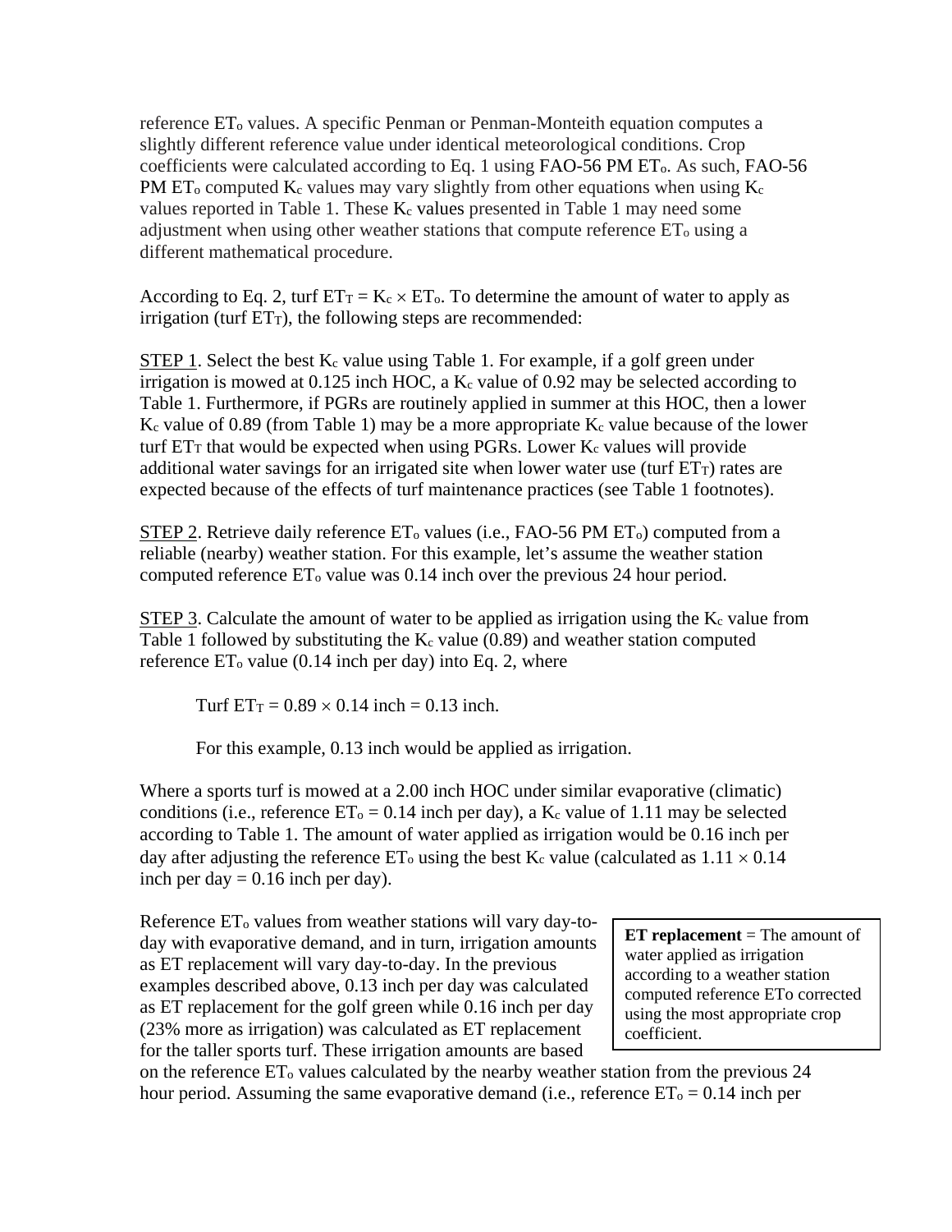reference $ET_o$ values. A specific Penman or Penman-Monteith equation computes a slightly different reference value under identical meteorological conditions. Crop coefficients were calculated according to Eq. 1 using FAO-56 PM $ET_o$. As such, FAO-56 PM $ET_o$ computed $K_c$ values may vary slightly from other equations when using $K_c$ values reported in Table 1. These $K_c$ values presented in Table 1 may need some adjustment when using other weather stations that compute reference $ET_o$ using a different mathematical procedure.

According to Eq. 2, turf $ET_T = K_c \times ET_o$. To determine the amount of water to apply as irrigation (turf $ET_T$), the following steps are recommended:

<u>STEP 1</u>. Select the best $K_c$ value using Table 1. For example, if a golf green under irrigation is mowed at 0.125 inch HOC, a $K_c$ value of 0.92 may be selected according to Table 1. Furthermore, if PGRs are routinely applied in summer at this HOC, then a lower $K_c$ value of 0.89 (from Table 1) may be a more appropriate $K_c$ value because of the lower turf $ET_T$ that would be expected when using PGRs. Lower $K_c$ values will provide additional water savings for an irrigated site when lower water use (turf $ET_T$) rates are expected because of the effects of turf maintenance practices (see Table 1 footnotes).

<u>STEP 2</u>. Retrieve daily reference $ET_o$ values (i.e., FAO-56 PM $ET_o$) computed from a reliable (nearby) weather station. For this example, let's assume the weather station computed reference $ET_o$ value was 0.14 inch over the previous 24 hour period.

<u>STEP 3</u>. Calculate the amount of water to be applied as irrigation using the $K_c$ value from Table 1 followed by substituting the $K_c$ value (0.89) and weather station computed reference $ET_o$ value (0.14 inch per day) into Eq. 2, where

Turf $ET_T = 0.89 \times 0.14$ inch = 0.13 inch.

For this example, 0.13 inch would be applied as irrigation.

Where a sports turf is mowed at a 2.00 inch HOC under similar evaporative (climatic) conditions (i.e., reference $ET_o$ = 0.14 inch per day), a $K_c$ value of 1.11 may be selected according to Table 1. The amount of water applied as irrigation would be 0.16 inch per day after adjusting the reference $ET_o$ using the best $K_c$ value (calculated as $1.11 \times 0.14$ inch per day = 0.16 inch per day).

> **ET replacement** = The amount of water applied as irrigation according to a weather station computed reference ETo corrected using the most appropriate crop coefficient.

Reference $ET_o$ values from weather stations will vary day-to-day with evaporative demand, and in turn, irrigation amounts as ET replacement will vary day-to-day. In the previous examples described above, 0.13 inch per day was calculated as ET replacement for the golf green while 0.16 inch per day (23% more as irrigation) was calculated as ET replacement for the taller sports turf. These irrigation amounts are based on the reference $ET_o$ values calculated by the nearby weather station from the previous 24 hour period. Assuming the same evaporative demand (i.e., reference $ET_o$ = 0.14 inch per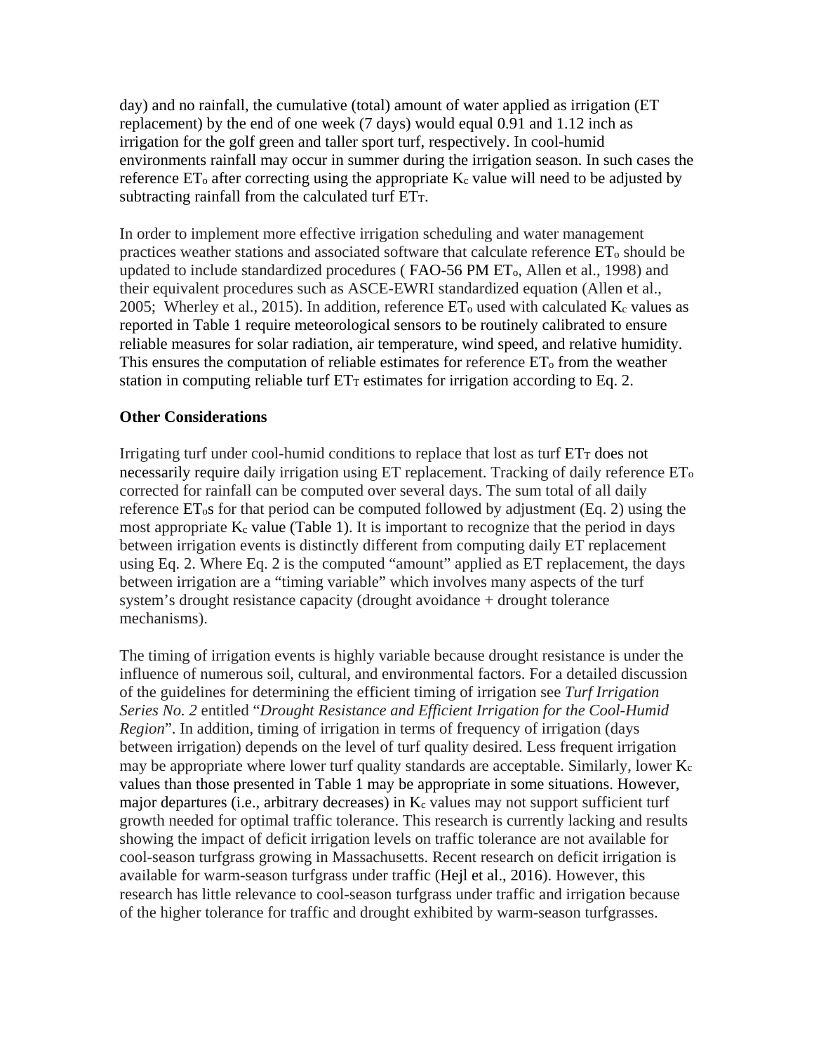day) and no rainfall, the cumulative (total) amount of water applied as irrigation (ET replacement) by the end of one week (7 days) would equal 0.91 and 1.12 inch as irrigation for the golf green and taller sport turf, respectively. In cool-humid environments rainfall may occur in summer during the irrigation season. In such cases the reference $ET_o$ after correcting using the appropriate $K_c$ value will need to be adjusted by subtracting rainfall from the calculated turf $ET_T$.

In order to implement more effective irrigation scheduling and water management practices weather stations and associated software that calculate reference $ET_o$ should be updated to include standardized procedures ( FAO-56 PM $ET_o$, Allen et al., 1998) and their equivalent procedures such as ASCE-EWRI standardized equation (Allen et al., 2005; Wherley et al., 2015). In addition, reference $ET_o$ used with calculated $K_c$ values as reported in Table 1 require meteorological sensors to be routinely calibrated to ensure reliable measures for solar radiation, air temperature, wind speed, and relative humidity. This ensures the computation of reliable estimates for reference $ET_o$ from the weather station in computing reliable turf $ET_T$ estimates for irrigation according to Eq. 2.

**Other Considerations**

Irrigating turf under cool-humid conditions to replace that lost as turf $ET_T$ does not necessarily require daily irrigation using ET replacement. Tracking of daily reference $ET_o$ corrected for rainfall can be computed over several days. The sum total of all daily reference $ET_o$s for that period can be computed followed by adjustment (Eq. 2) using the most appropriate $K_c$ value (Table 1). It is important to recognize that the period in days between irrigation events is distinctly different from computing daily ET replacement using Eq. 2. Where Eq. 2 is the computed "amount" applied as ET replacement, the days between irrigation are a "timing variable" which involves many aspects of the turf system's drought resistance capacity (drought avoidance + drought tolerance mechanisms).

The timing of irrigation events is highly variable because drought resistance is under the influence of numerous soil, cultural, and environmental factors. For a detailed discussion of the guidelines for determining the efficient timing of irrigation see *Turf Irrigation Series No. 2* entitled "*Drought Resistance and Efficient Irrigation for the Cool-Humid Region*". In addition, timing of irrigation in terms of frequency of irrigation (days between irrigation) depends on the level of turf quality desired. Less frequent irrigation may be appropriate where lower turf quality standards are acceptable. Similarly, lower $K_c$ values than those presented in Table 1 may be appropriate in some situations. However, major departures (i.e., arbitrary decreases) in $K_c$ values may not support sufficient turf growth needed for optimal traffic tolerance. This research is currently lacking and results showing the impact of deficit irrigation levels on traffic tolerance are not available for cool-season turfgrass growing in Massachusetts. Recent research on deficit irrigation is available for warm-season turfgrass under traffic (Hejl et al., 2016). However, this research has little relevance to cool-season turfgrass under traffic and irrigation because of the higher tolerance for traffic and drought exhibited by warm-season turfgrasses.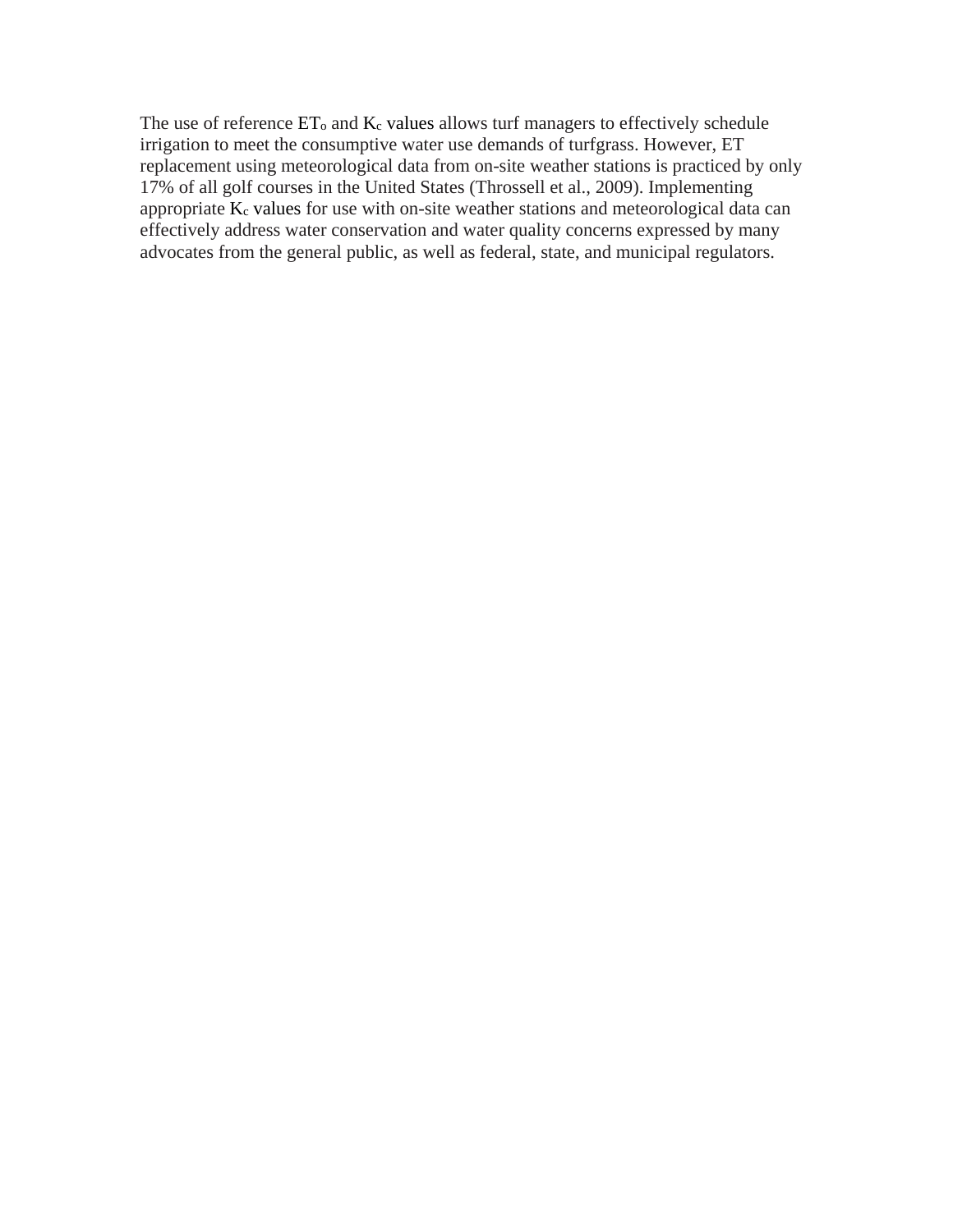The use of reference $ET_o$ and $K_c$ values allows turf managers to effectively schedule irrigation to meet the consumptive water use demands of turfgrass. However, ET replacement using meteorological data from on-site weather stations is practiced by only 17% of all golf courses in the United States (Throssell et al., 2009). Implementing appropriate $K_c$ values for use with on-site weather stations and meteorological data can effectively address water conservation and water quality concerns expressed by many advocates from the general public, as well as federal, state, and municipal regulators.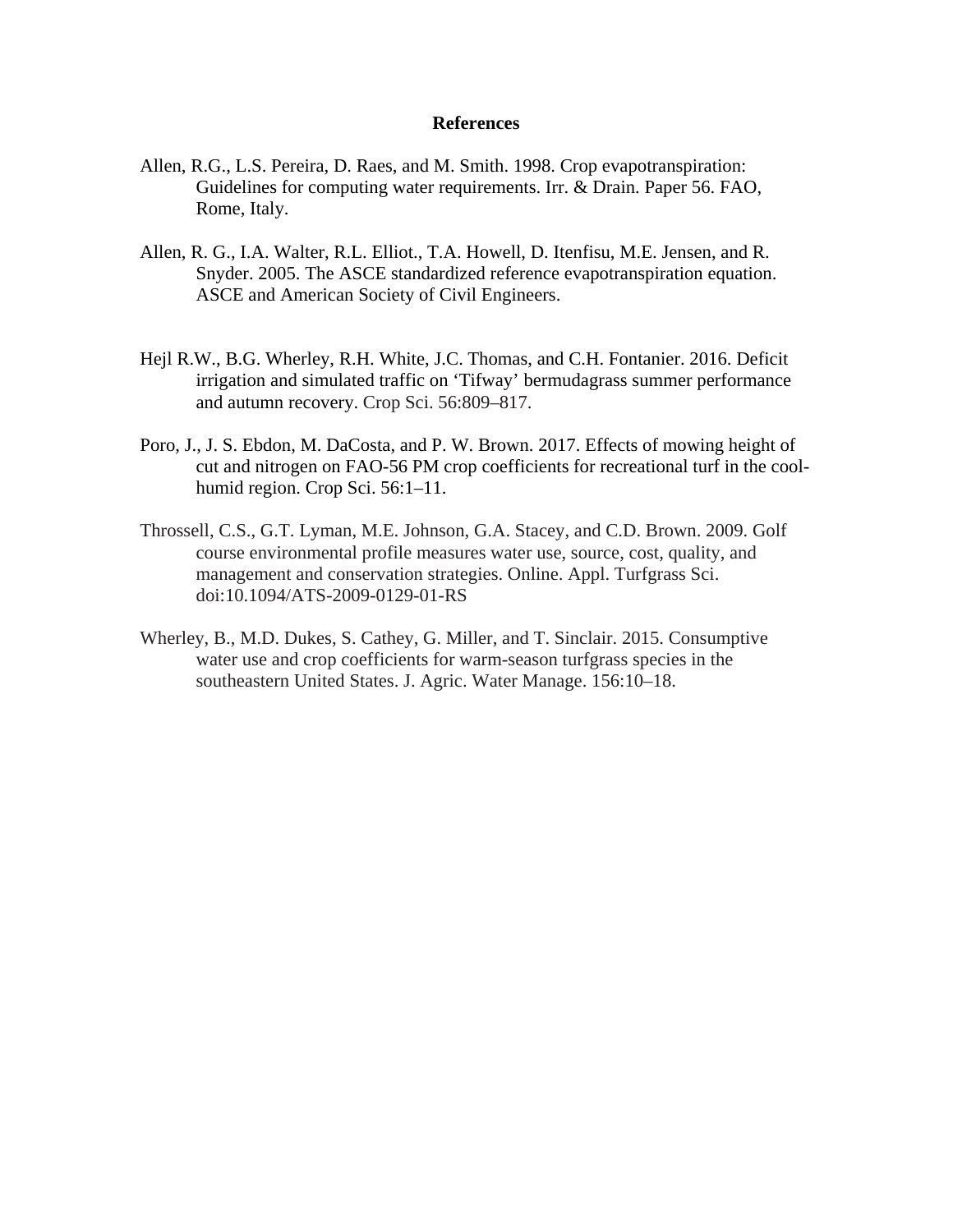# References

Allen, R.G., L.S. Pereira, D. Raes, and M. Smith. 1998. Crop evapotranspiration: Guidelines for computing water requirements. Irr. & Drain. Paper 56. FAO, Rome, Italy.

Allen, R. G., I.A. Walter, R.L. Elliot., T.A. Howell, D. Itenfisu, M.E. Jensen, and R. Snyder. 2005. The ASCE standardized reference evapotranspiration equation. ASCE and American Society of Civil Engineers.

Hejl R.W., B.G. Wherley, R.H. White, J.C. Thomas, and C.H. Fontanier. 2016. Deficit irrigation and simulated traffic on 'Tifway' bermudagrass summer performance and autumn recovery. Crop Sci. 56:809–817.

Poro, J., J. S. Ebdon, M. DaCosta, and P. W. Brown. 2017. Effects of mowing height of cut and nitrogen on FAO-56 PM crop coefficients for recreational turf in the cool-humid region. Crop Sci. 56:1–11.

Throssell, C.S., G.T. Lyman, M.E. Johnson, G.A. Stacey, and C.D. Brown. 2009. Golf course environmental profile measures water use, source, cost, quality, and management and conservation strategies. Online. Appl. Turfgrass Sci. doi:10.1094/ATS-2009-0129-01-RS

Wherley, B., M.D. Dukes, S. Cathey, G. Miller, and T. Sinclair. 2015. Consumptive water use and crop coefficients for warm-season turfgrass species in the southeastern United States. J. Agric. Water Manage. 156:10–18.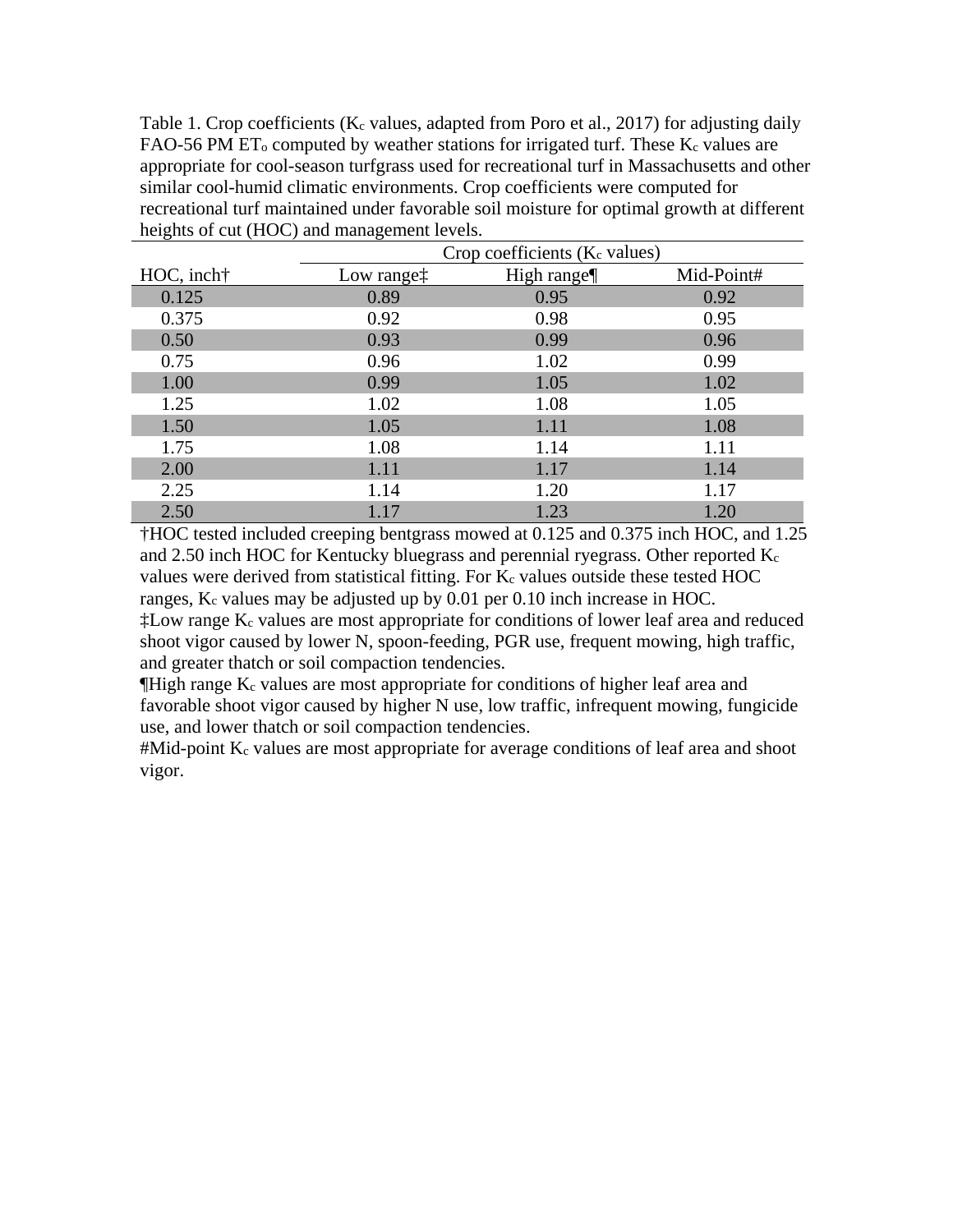Table 1. Crop coefficients ($K_c$ values, adapted from Poro et al., 2017) for adjusting daily FAO-56 PM $ET_o$ computed by weather stations for irrigated turf. These $K_c$ values are appropriate for cool-season turfgrass used for recreational turf in Massachusetts and other similar cool-humid climatic environments. Crop coefficients were computed for recreational turf maintained under favorable soil moisture for optimal growth at different heights of cut (HOC) and management levels.

| | Crop coefficients ($K_c$ values) | | |
|---|---|---|---|
| HOC, inch† | Low range‡ | High range¶ | Mid-Point# |
| 0.125 | 0.89 | 0.95 | 0.92 |
| 0.375 | 0.92 | 0.98 | 0.95 |
| 0.50 | 0.93 | 0.99 | 0.96 |
| 0.75 | 0.96 | 1.02 | 0.99 |
| 1.00 | 0.99 | 1.05 | 1.02 |
| 1.25 | 1.02 | 1.08 | 1.05 |
| 1.50 | 1.05 | 1.11 | 1.08 |
| 1.75 | 1.08 | 1.14 | 1.11 |
| 2.00 | 1.11 | 1.17 | 1.14 |
| 2.25 | 1.14 | 1.20 | 1.17 |
| 2.50 | 1.17 | 1.23 | 1.20 |

†HOC tested included creeping bentgrass mowed at 0.125 and 0.375 inch HOC, and 1.25 and 2.50 inch HOC for Kentucky bluegrass and perennial ryegrass. Other reported $K_c$ values were derived from statistical fitting. For $K_c$ values outside these tested HOC ranges, $K_c$ values may be adjusted up by 0.01 per 0.10 inch increase in HOC.

‡Low range $K_c$ values are most appropriate for conditions of lower leaf area and reduced shoot vigor caused by lower N, spoon-feeding, PGR use, frequent mowing, high traffic, and greater thatch or soil compaction tendencies.

¶High range $K_c$ values are most appropriate for conditions of higher leaf area and favorable shoot vigor caused by higher N use, low traffic, infrequent mowing, fungicide use, and lower thatch or soil compaction tendencies.

#Mid-point $K_c$ values are most appropriate for average conditions of leaf area and shoot vigor.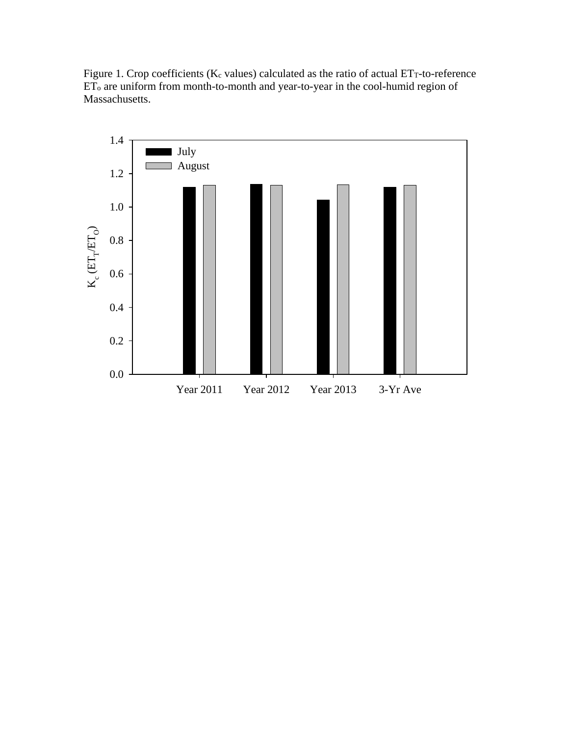Figure 1. Crop coefficients ($K_c$ values) calculated as the ratio of actual $ET_T$-to-reference $ET_o$ are uniform from month-to-month and year-to-year in the cool-humid region of Massachusetts.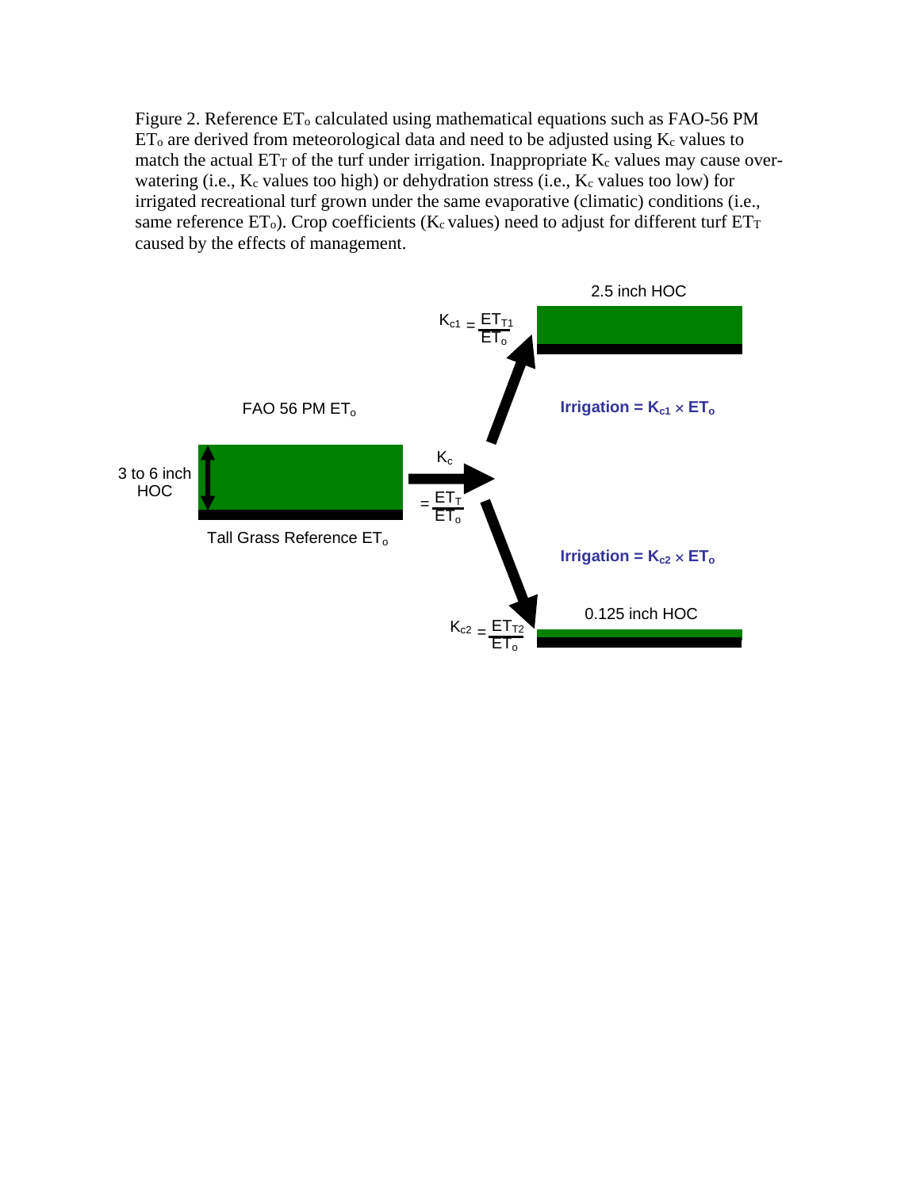Figure 2. Reference $ET_o$ calculated using mathematical equations such as FAO-56 PM $ET_o$ are derived from meteorological data and need to be adjusted using $K_c$ values to match the actual $ET_T$ of the turf under irrigation. Inappropriate $K_c$ values may cause over-watering (i.e., $K_c$ values too high) or dehydration stress (i.e., $K_c$ values too low) for irrigated recreational turf grown under the same evaporative (climatic) conditions (i.e., same reference $ET_o$). Crop coefficients ($K_c$ values) need to adjust for different turf $ET_T$ caused by the effects of management.

2.5 inch HOC

$K_{c1} = \frac{ET_{T1}}{ET_o}$

FAO 56 PM $ET_o$

**Irrigation = $K_{c1} \times ET_o$**

3 to 6 inch HOC

$K_c = \frac{ET_T}{ET_o}$

Tall Grass Reference $ET_o$

**Irrigation = $K_{c2} \times ET_o$**

$K_{c2} = \frac{ET_{T2}}{ET_o}$

0.125 inch HOC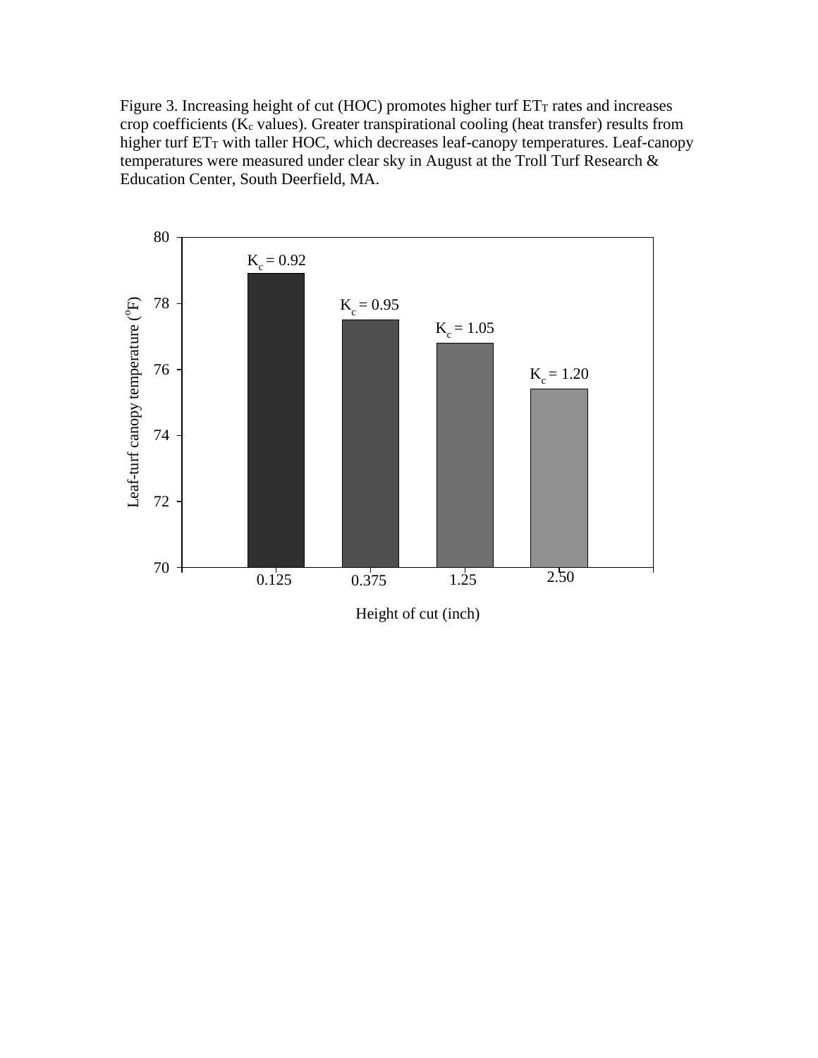Figure 3. Increasing height of cut (HOC) promotes higher turf $ET_T$ rates and increases crop coefficients ($K_c$ values). Greater transpirational cooling (heat transfer) results from higher turf $ET_T$ with taller HOC, which decreases leaf-canopy temperatures. Leaf-canopy temperatures were measured under clear sky in August at the Troll Turf Research & Education Center, South Deerfield, MA.

$K_c$ = 0.92

$K_c$ = 0.95

$K_c$ = 1.05

$K_c$ = 1.20

80

78

76

74

72

70

Leaf-turf canopy temperature ($^o$F)

0.125

0.375

1.25

2.50

Height of cut (inch)